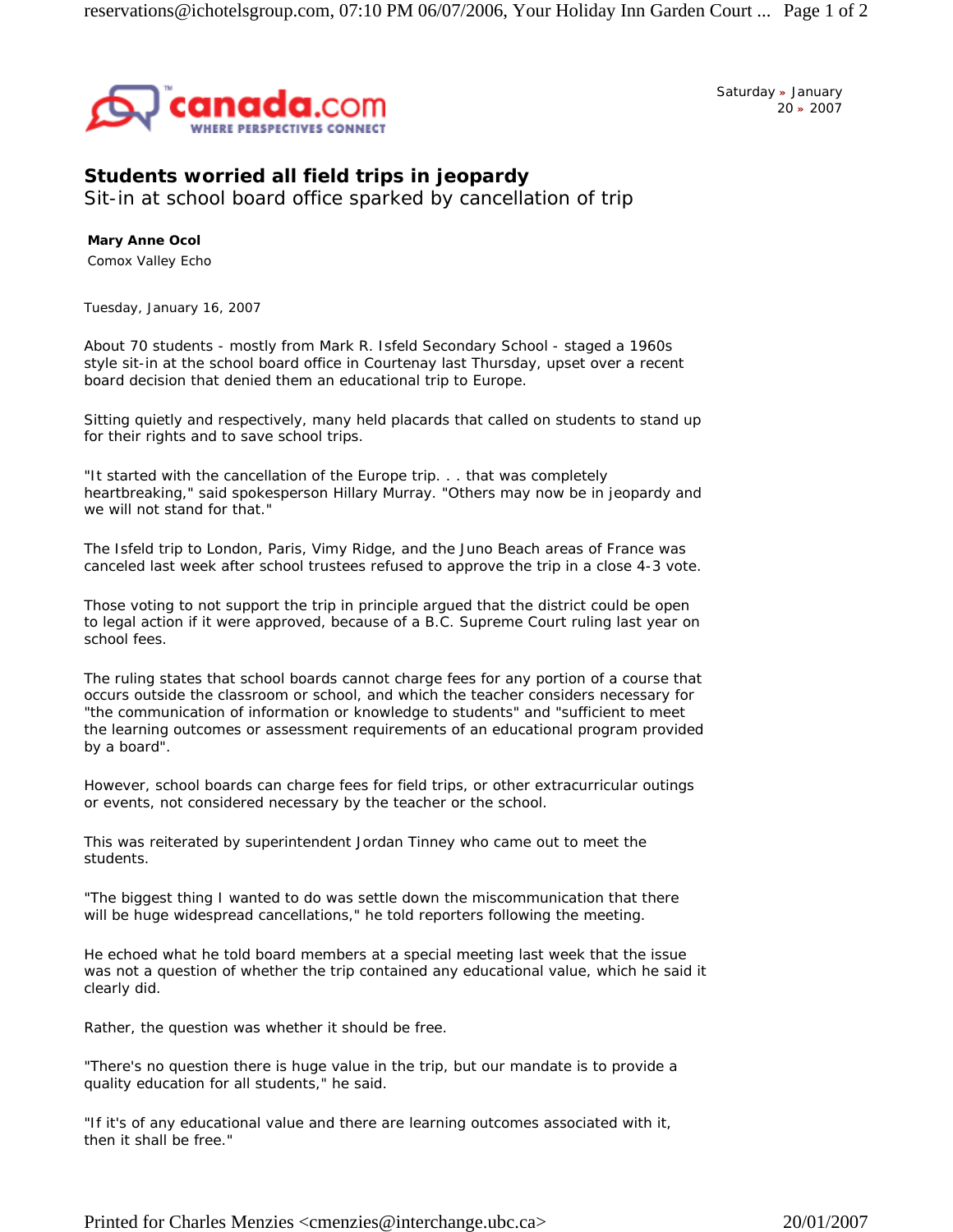Saturday » January 20 » 2007

# Students worried all field trips in jeopardy

## Sit-in at school board office sparked by cancellation of trip

**Mary Anne Ocol**
Comox Valley Echo

Tuesday, January 16, 2007

About 70 students - mostly from Mark R. Isfeld Secondary School - staged a 1960s style sit-in at the school board office in Courtenay last Thursday, upset over a recent board decision that denied them an educational trip to Europe.

Sitting quietly and respectively, many held placards that called on students to stand up for their rights and to save school trips.

"It started with the cancellation of the Europe trip. . . that was completely heartbreaking," said spokesperson Hillary Murray. "Others may now be in jeopardy and we will not stand for that."

The Isfeld trip to London, Paris, Vimy Ridge, and the Juno Beach areas of France was canceled last week after school trustees refused to approve the trip in a close 4-3 vote.

Those voting to not support the trip in principle argued that the district could be open to legal action if it were approved, because of a B.C. Supreme Court ruling last year on school fees.

The ruling states that school boards cannot charge fees for any portion of a course that occurs outside the classroom or school, and which the teacher considers necessary for "the communication of information or knowledge to students" and "sufficient to meet the learning outcomes or assessment requirements of an educational program provided by a board".

However, school boards can charge fees for field trips, or other extracurricular outings or events, not considered necessary by the teacher or the school.

This was reiterated by superintendent Jordan Tinney who came out to meet the students.

"The biggest thing I wanted to do was settle down the miscommunication that there will be huge widespread cancellations," he told reporters following the meeting.

He echoed what he told board members at a special meeting last week that the issue was not a question of whether the trip contained any educational value, which he said it clearly did.

Rather, the question was whether it should be free.

"There's no question there is huge value in the trip, but our mandate is to provide a quality education for all students," he said.

"If it's of any educational value and there are learning outcomes associated with it, then it shall be free."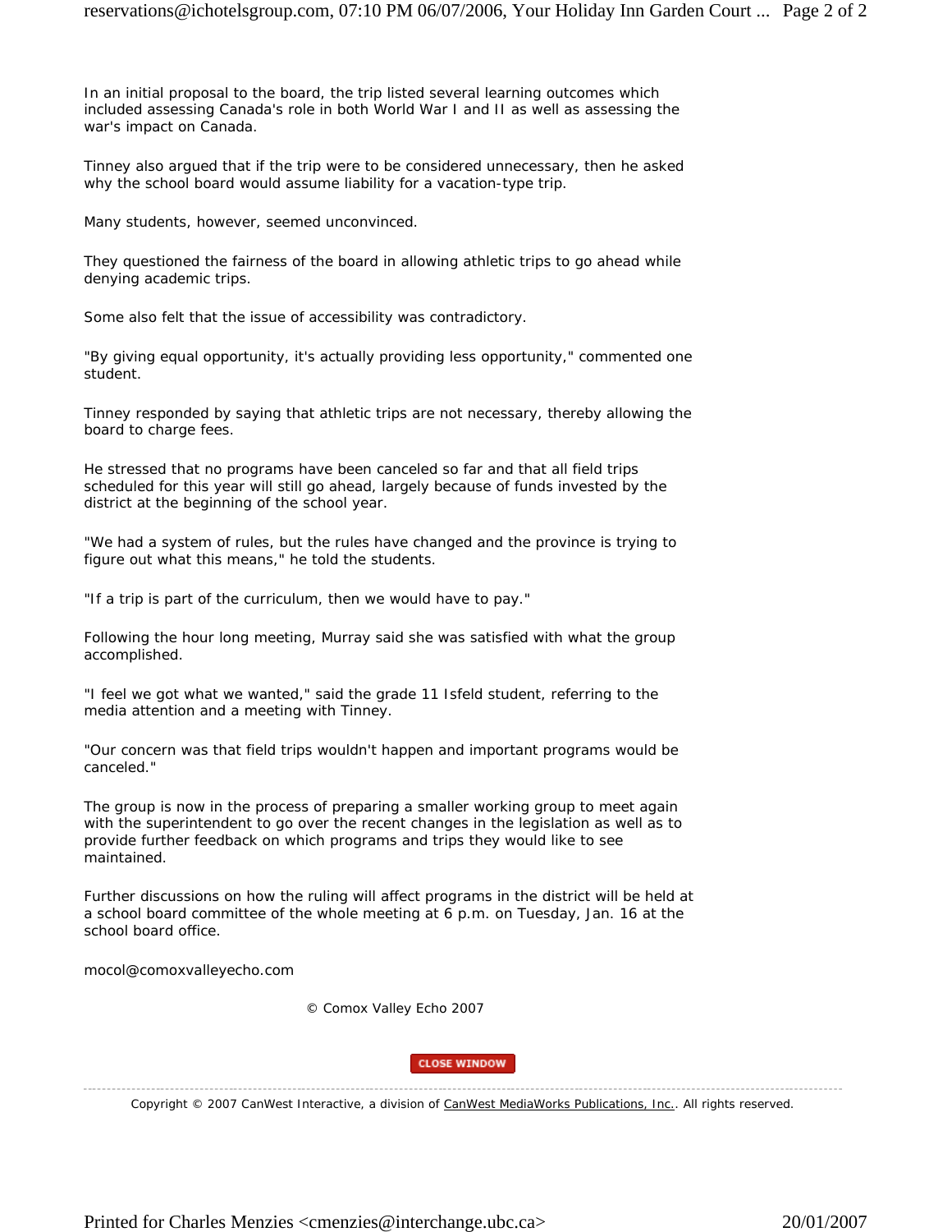In an initial proposal to the board, the trip listed several learning outcomes which included assessing Canada's role in both World War I and II as well as assessing the war's impact on Canada.

Tinney also argued that if the trip were to be considered unnecessary, then he asked why the school board would assume liability for a vacation-type trip.

Many students, however, seemed unconvinced.

They questioned the fairness of the board in allowing athletic trips to go ahead while denying academic trips.

Some also felt that the issue of accessibility was contradictory.

"By giving equal opportunity, it's actually providing less opportunity," commented one student.

Tinney responded by saying that athletic trips are not necessary, thereby allowing the board to charge fees.

He stressed that no programs have been canceled so far and that all field trips scheduled for this year will still go ahead, largely because of funds invested by the district at the beginning of the school year.

"We had a system of rules, but the rules have changed and the province is trying to figure out what this means," he told the students.

"If a trip is part of the curriculum, then we would have to pay."

Following the hour long meeting, Murray said she was satisfied with what the group accomplished.

"I feel we got what we wanted," said the grade 11 Isfeld student, referring to the media attention and a meeting with Tinney.

"Our concern was that field trips wouldn't happen and important programs would be canceled."

The group is now in the process of preparing a smaller working group to meet again with the superintendent to go over the recent changes in the legislation as well as to provide further feedback on which programs and trips they would like to see maintained.

Further discussions on how the ruling will affect programs in the district will be held at a school board committee of the whole meeting at 6 p.m. on Tuesday, Jan. 16 at the school board office.

mocol@comoxvalleyecho.com

© Comox Valley Echo 2007

CLOSE WINDOW

Copyright © 2007 CanWest Interactive, a division of CanWest MediaWorks Publications, Inc.. All rights reserved.